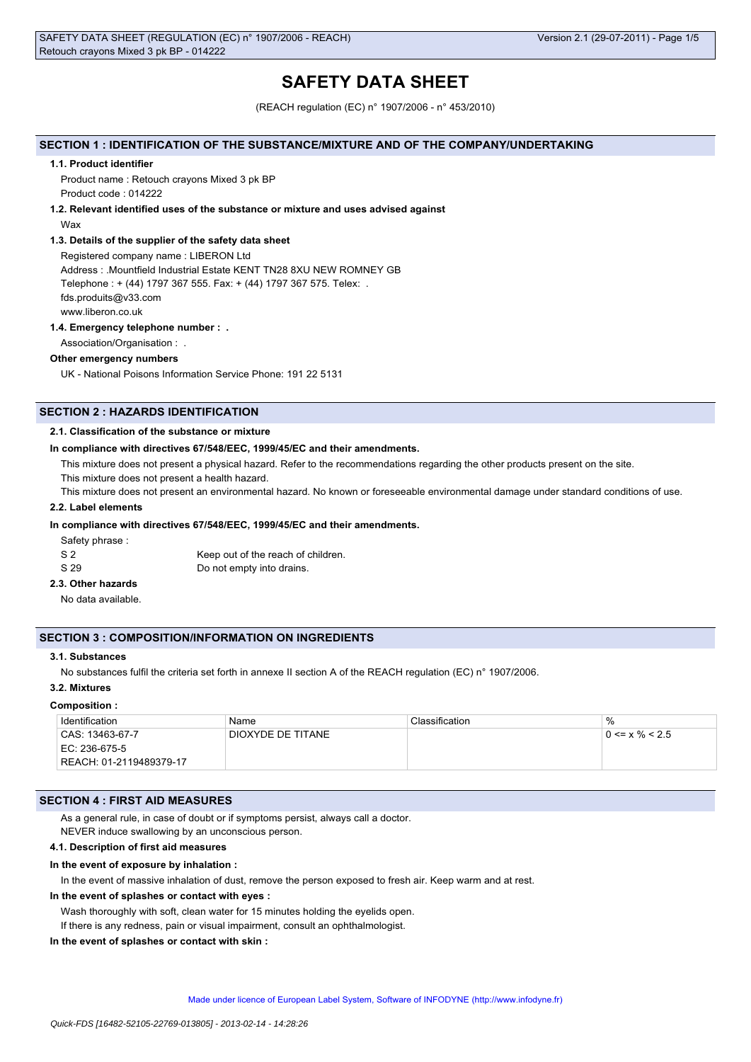# SAFETY DATA SHEET

(REACH regulation (EC) n° 1907/2006 - n° 453/2010)

## SECTION 1 : IDENTIFICATION OF THE SUBSTANCE/MIXTURE AND OF THE COMPANY/UNDERTAKING

### 1.1. Product identifier

Product name : Retouch crayons Mixed 3 pk BP

Product code : 014222

### 1.2. Relevant identified uses of the substance or mixture and uses advised against

Wax

### 1.3. Details of the supplier of the safety data sheet

Registered company name : LIBERON Ltd

Address : .Mountfield Industrial Estate KENT TN28 8XU NEW ROMNEY GB

Telephone : + (44) 1797 367 555. Fax: + (44) 1797 367 575. Telex: .

fds.produits@v33.com

www.liberon.co.uk

### 1.4. Emergency telephone number : .

Association/Organisation : .

**Other emergency numbers**

UK - National Poisons Information Service Phone: 191 22 5131

## SECTION 2 : HAZARDS IDENTIFICATION

### 2.1. Classification of the substance or mixture

**In compliance with directives 67/548/EEC, 1999/45/EC and their amendments.**

This mixture does not present a physical hazard. Refer to the recommendations regarding the other products present on the site.

This mixture does not present a health hazard.

This mixture does not present an environmental hazard. No known or foreseeable environmental damage under standard conditions of use.

### 2.2. Label elements

**In compliance with directives 67/548/EEC, 1999/45/EC and their amendments.**

Safety phrase :

S 2 Keep out of the reach of children.

S 29 Do not empty into drains.

### 2.3. Other hazards

No data available.

## SECTION 3 : COMPOSITION/INFORMATION ON INGREDIENTS

### 3.1. Substances

No substances fulfil the criteria set forth in annexe II section A of the REACH regulation (EC) n° 1907/2006.

### 3.2. Mixtures

**Composition :**

| Identification | Name | Classification | % |
|---|---|---|---|
| CAS: 13463-67-7<br>EC: 236-675-5<br>REACH: 01-2119489379-17 | DIOXYDE DE TITANE | | 0 <= x % < 2.5 |

## SECTION 4 : FIRST AID MEASURES

As a general rule, in case of doubt or if symptoms persist, always call a doctor.

NEVER induce swallowing by an unconscious person.

### 4.1. Description of first aid measures

**In the event of exposure by inhalation :**

In the event of massive inhalation of dust, remove the person exposed to fresh air. Keep warm and at rest.

**In the event of splashes or contact with eyes :**

Wash thoroughly with soft, clean water for 15 minutes holding the eyelids open.

If there is any redness, pain or visual impairment, consult an ophthalmologist.

**In the event of splashes or contact with skin :**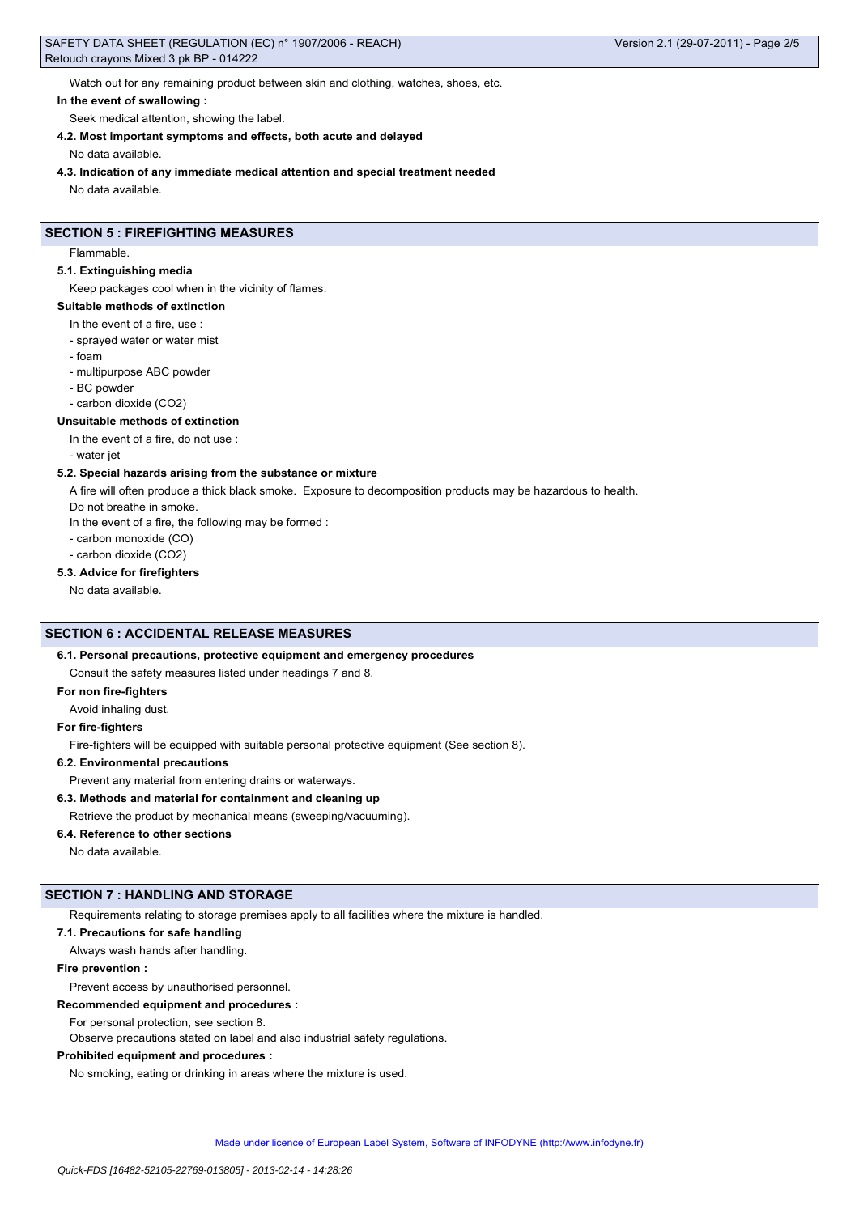Watch out for any remaining product between skin and clothing, watches, shoes, etc.

**In the event of swallowing :**

Seek medical attention, showing the label.

**4.2. Most important symptoms and effects, both acute and delayed**

No data available.

**4.3. Indication of any immediate medical attention and special treatment needed**

No data available.

## SECTION 5 : FIREFIGHTING MEASURES

Flammable.

**5.1. Extinguishing media**

Keep packages cool when in the vicinity of flames.

**Suitable methods of extinction**

In the event of a fire, use :

- sprayed water or water mist
- foam
- multipurpose ABC powder
- BC powder
- carbon dioxide ($CO_2$)

**Unsuitable methods of extinction**

In the event of a fire, do not use :

- water jet

**5.2. Special hazards arising from the substance or mixture**

A fire will often produce a thick black smoke. Exposure to decomposition products may be hazardous to health.

Do not breathe in smoke.

In the event of a fire, the following may be formed :

- carbon monoxide (CO)
- carbon dioxide ($CO_2$)

**5.3. Advice for firefighters**

No data available.

## SECTION 6 : ACCIDENTAL RELEASE MEASURES

**6.1. Personal precautions, protective equipment and emergency procedures**

Consult the safety measures listed under headings 7 and 8.

**For non fire-fighters**

Avoid inhaling dust.

**For fire-fighters**

Fire-fighters will be equipped with suitable personal protective equipment (See section 8).

**6.2. Environmental precautions**

Prevent any material from entering drains or waterways.

**6.3. Methods and material for containment and cleaning up**

Retrieve the product by mechanical means (sweeping/vacuuming).

**6.4. Reference to other sections**

No data available.

## SECTION 7 : HANDLING AND STORAGE

Requirements relating to storage premises apply to all facilities where the mixture is handled.

**7.1. Precautions for safe handling**

Always wash hands after handling.

**Fire prevention :**

Prevent access by unauthorised personnel.

**Recommended equipment and procedures :**

For personal protection, see section 8.

Observe precautions stated on label and also industrial safety regulations.

**Prohibited equipment and procedures :**

No smoking, eating or drinking in areas where the mixture is used.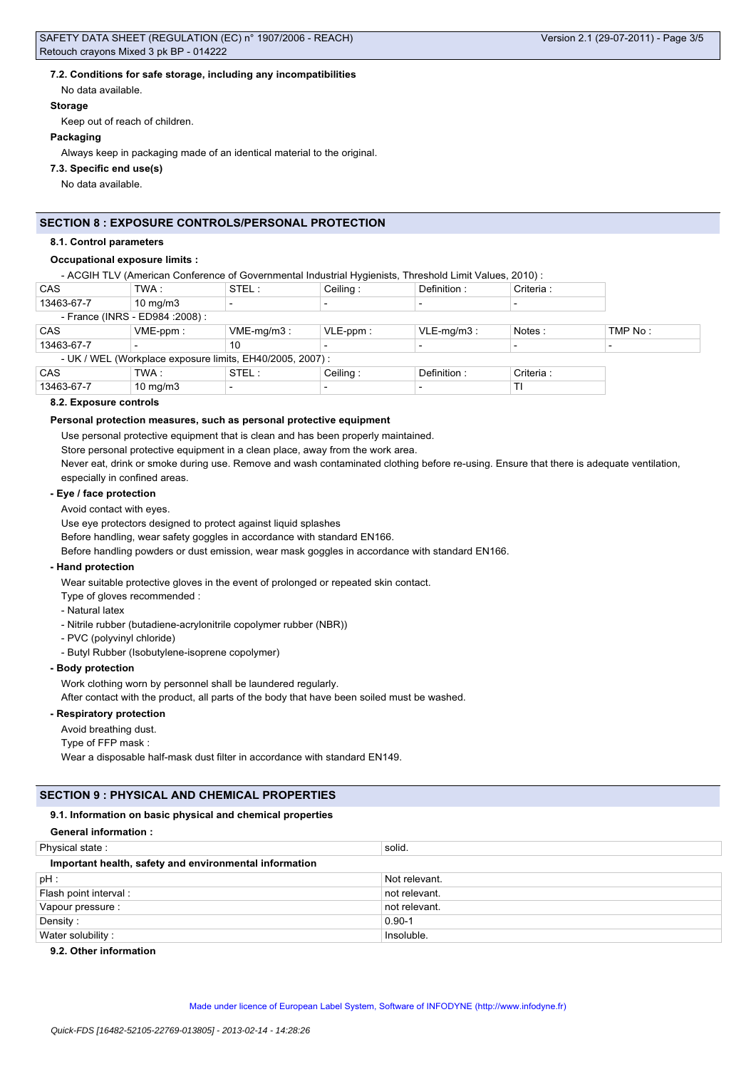#### 7.2. Conditions for safe storage, including any incompatibilities

No data available.

**Storage**

Keep out of reach of children.

**Packaging**

Always keep in packaging made of an identical material to the original.

#### 7.3. Specific end use(s)

No data available.

## SECTION 8 : EXPOSURE CONTROLS/PERSONAL PROTECTION

#### 8.1. Control parameters

**Occupational exposure limits :**

- ACGIH TLV (American Conference of Governmental Industrial Hygienists, Threshold Limit Values, 2010) :

| CAS | TWA : | STEL : | Ceiling : | Definition : | Criteria : |
|---|---|---|---|---|---|
| 13463-67-7 | 10 mg/m3 | - | - | - | - |

- France (INRS - ED984 :2008) :

| CAS | VME-ppm : | VME-mg/m3 : | VLE-ppm : | VLE-mg/m3 : | Notes : | TMP No : |
|---|---|---|---|---|---|---|
| 13463-67-7 | - | 10 | - | - | - | - |

- UK / WEL (Workplace exposure limits, EH40/2005, 2007) :

| CAS | TWA : | STEL : | Ceiling : | Definition : | Criteria : |
|---|---|---|---|---|---|
| 13463-67-7 | 10 mg/m3 | - | - | - | TI |

#### 8.2. Exposure controls

**Personal protection measures, such as personal protective equipment**

Use personal protective equipment that is clean and has been properly maintained.

Store personal protective equipment in a clean place, away from the work area.

Never eat, drink or smoke during use. Remove and wash contaminated clothing before re-using. Ensure that there is adequate ventilation, especially in confined areas.

**- Eye / face protection**

Avoid contact with eyes.

Use eye protectors designed to protect against liquid splashes

Before handling, wear safety goggles in accordance with standard EN166.

Before handling powders or dust emission, wear mask goggles in accordance with standard EN166.

**- Hand protection**

Wear suitable protective gloves in the event of prolonged or repeated skin contact.

Type of gloves recommended :

- Natural latex
- Nitrile rubber (butadiene-acrylonitrile copolymer rubber (NBR))
- PVC (polyvinyl chloride)
- Butyl Rubber (Isobutylene-isoprene copolymer)

**- Body protection**

Work clothing worn by personnel shall be laundered regularly.

After contact with the product, all parts of the body that have been soiled must be washed.

**- Respiratory protection**

Avoid breathing dust.

Type of FFP mask :

Wear a disposable half-mask dust filter in accordance with standard EN149.

## SECTION 9 : PHYSICAL AND CHEMICAL PROPERTIES

#### 9.1. Information on basic physical and chemical properties

**General information :**

| Physical state : | solid. |
|---|---|

**Important health, safety and environmental information**

| pH : | Not relevant. |
|---|---|
| Flash point interval : | not relevant. |
| Vapour pressure : | not relevant. |
| Density : | 0.90-1 |
| Water solubility : | Insoluble. |

#### 9.2. Other information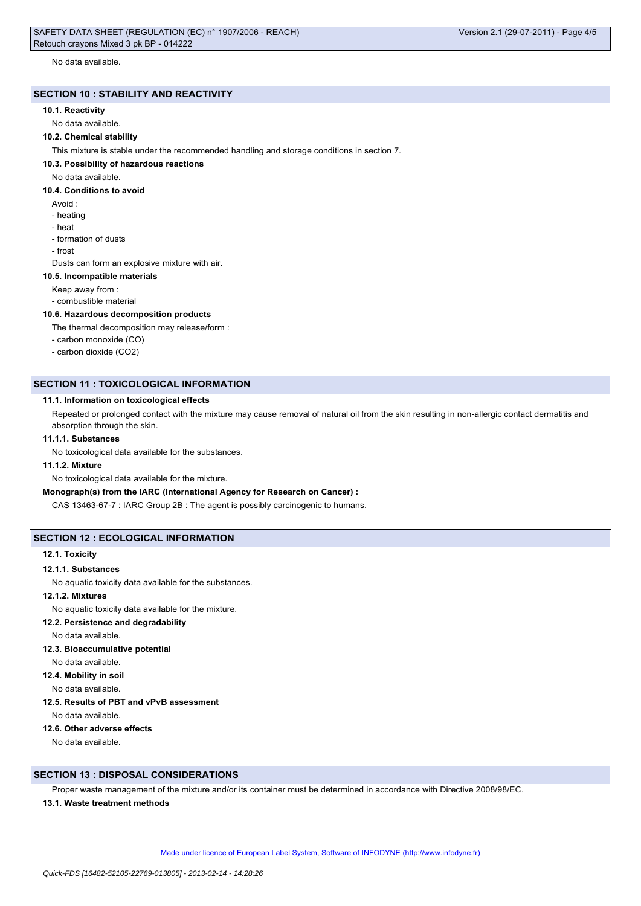No data available.

## SECTION 10 : STABILITY AND REACTIVITY

### 10.1. Reactivity

No data available.

### 10.2. Chemical stability

This mixture is stable under the recommended handling and storage conditions in section 7.

### 10.3. Possibility of hazardous reactions

No data available.

### 10.4. Conditions to avoid

Avoid :

- heating
- heat
- formation of dusts
- frost

Dusts can form an explosive mixture with air.

### 10.5. Incompatible materials

Keep away from :

- combustible material

### 10.6. Hazardous decomposition products

The thermal decomposition may release/form :

- carbon monoxide (CO)
- carbon dioxide ($CO_2$)

## SECTION 11 : TOXICOLOGICAL INFORMATION

### 11.1. Information on toxicological effects

Repeated or prolonged contact with the mixture may cause removal of natural oil from the skin resulting in non-allergic contact dermatitis and absorption through the skin.

#### 11.1.1. Substances

No toxicological data available for the substances.

#### 11.1.2. Mixture

No toxicological data available for the mixture.

**Monograph(s) from the IARC (International Agency for Research on Cancer) :**

CAS 13463-67-7 : IARC Group 2B : The agent is possibly carcinogenic to humans.

## SECTION 12 : ECOLOGICAL INFORMATION

### 12.1. Toxicity

#### 12.1.1. Substances

No aquatic toxicity data available for the substances.

#### 12.1.2. Mixtures

No aquatic toxicity data available for the mixture.

### 12.2. Persistence and degradability

No data available.

### 12.3. Bioaccumulative potential

No data available.

### 12.4. Mobility in soil

No data available.

### 12.5. Results of PBT and vPvB assessment

No data available.

### 12.6. Other adverse effects

No data available.

## SECTION 13 : DISPOSAL CONSIDERATIONS

Proper waste management of the mixture and/or its container must be determined in accordance with Directive 2008/98/EC.

### 13.1. Waste treatment methods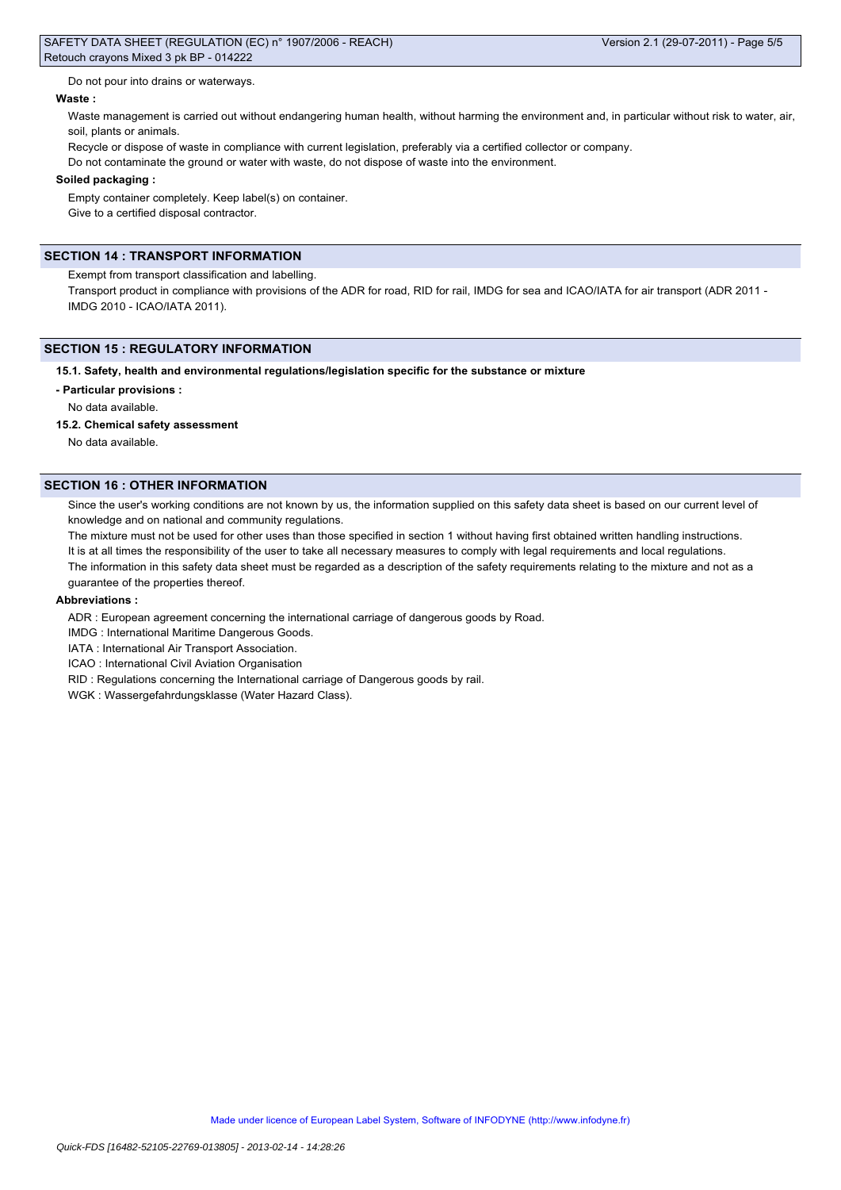Do not pour into drains or waterways.

**Waste :**

Waste management is carried out without endangering human health, without harming the environment and, in particular without risk to water, air, soil, plants or animals.

Recycle or dispose of waste in compliance with current legislation, preferably via a certified collector or company.

Do not contaminate the ground or water with waste, do not dispose of waste into the environment.

**Soiled packaging :**

Empty container completely. Keep label(s) on container.

Give to a certified disposal contractor.

## SECTION 14 : TRANSPORT INFORMATION

Exempt from transport classification and labelling.

Transport product in compliance with provisions of the ADR for road, RID for rail, IMDG for sea and ICAO/IATA for air transport (ADR 2011 - IMDG 2010 - ICAO/IATA 2011).

## SECTION 15 : REGULATORY INFORMATION

**15.1. Safety, health and environmental regulations/legislation specific for the substance or mixture**

**- Particular provisions :**

No data available.

**15.2. Chemical safety assessment**

No data available.

## SECTION 16 : OTHER INFORMATION

Since the user's working conditions are not known by us, the information supplied on this safety data sheet is based on our current level of knowledge and on national and community regulations.

The mixture must not be used for other uses than those specified in section 1 without having first obtained written handling instructions.

It is at all times the responsibility of the user to take all necessary measures to comply with legal requirements and local regulations.

The information in this safety data sheet must be regarded as a description of the safety requirements relating to the mixture and not as a guarantee of the properties thereof.

**Abbreviations :**

ADR : European agreement concerning the international carriage of dangerous goods by Road.

IMDG : International Maritime Dangerous Goods.

IATA : International Air Transport Association.

ICAO : International Civil Aviation Organisation

RID : Regulations concerning the International carriage of Dangerous goods by rail.

WGK : Wassergefahrdungsklasse (Water Hazard Class).

Made under licence of European Label System, Software of INFODYNE (http://www.infodyne.fr)

Quick-FDS [16482-52105-22769-013805] - 2013-02-14 - 14:28:26